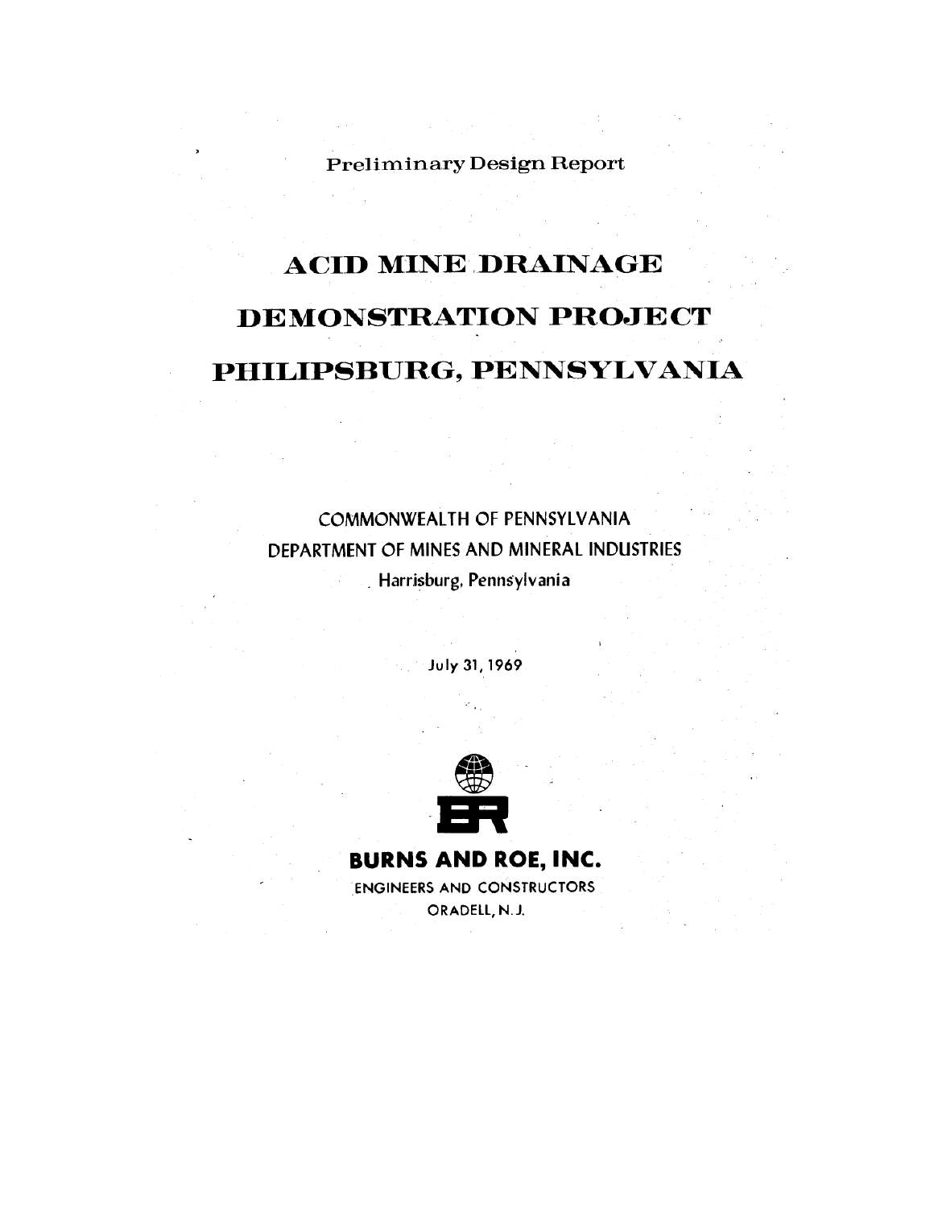Preliminary Design Report

# ACID MINE DRAINAGE DEMONSTRATION PROJECT PHILIPSBURG, PENNSYLVANIA

COMMONWEALTH OF PENNSYLVANIA
DEPARTMENT OF MINES AND MINERAL INDUSTRIES
Harrisburg, Pennsylvania

July 31, 1969

**BURNS AND ROE, INC.**
ENGINEERS AND CONSTRUCTORS
ORADELL, N. J.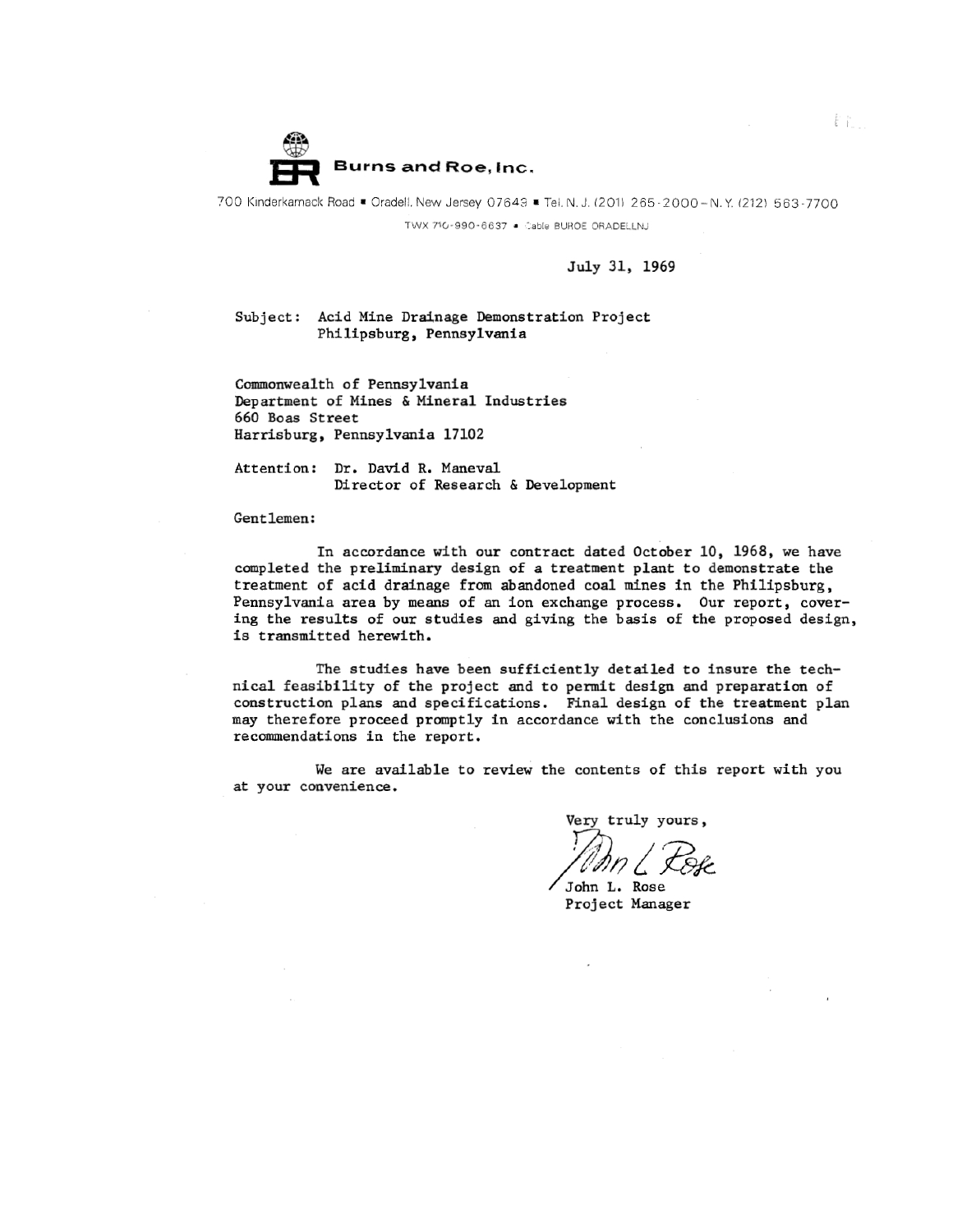**Burns and Roe, Inc.**

700 Kinderkamack Road ▪ Oradell, New Jersey 07649 ▪ Tel. N. J. (201) 265-2000 – N. Y. (212) 563-7700

TWX 710-990-6637 ▪ Cable BUROE ORADELLNJ

July 31, 1969

Subject: Acid Mine Drainage Demonstration Project
Philipsburg, Pennsylvania

Commonwealth of Pennsylvania
Department of Mines & Mineral Industries
660 Boas Street
Harrisburg, Pennsylvania 17102

Attention: Dr. David R. Maneval
Director of Research & Development

Gentlemen:

In accordance with our contract dated October 10, 1968, we have completed the preliminary design of a treatment plant to demonstrate the treatment of acid drainage from abandoned coal mines in the Philipsburg, Pennsylvania area by means of an ion exchange process. Our report, covering the results of our studies and giving the basis of the proposed design, is transmitted herewith.

The studies have been sufficiently detailed to insure the technical feasibility of the project and to permit design and preparation of construction plans and specifications. Final design of the treatment plan may therefore proceed promptly in accordance with the conclusions and recommendations in the report.

We are available to review the contents of this report with you at your convenience.

Very truly yours,

John L. Rose
Project Manager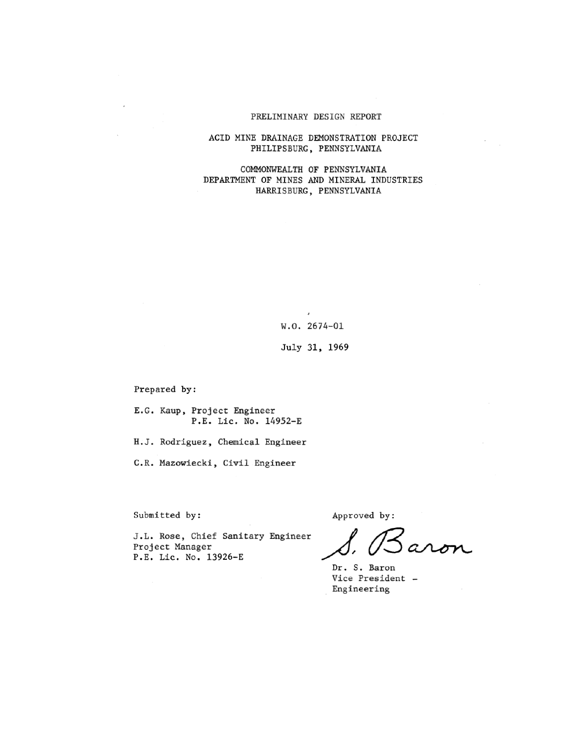PRELIMINARY DESIGN REPORT

ACID MINE DRAINAGE DEMONSTRATION PROJECT
PHILIPSBURG, PENNSYLVANIA

COMMONWEALTH OF PENNSYLVANIA
DEPARTMENT OF MINES AND MINERAL INDUSTRIES
HARRISBURG, PENNSYLVANIA

W.O. 2674-01

July 31, 1969

Prepared by:

E.G. Kaup, Project Engineer
P.E. Lic. No. 14952-E

H.J. Rodriguez, Chemical Engineer

C.R. Mazowiecki, Civil Engineer

Submitted by:

J.L. Rose, Chief Sanitary Engineer
Project Manager
P.E. Lic. No. 13926-E

Approved by:

S. Baron

Dr. S. Baron
Vice President -
Engineering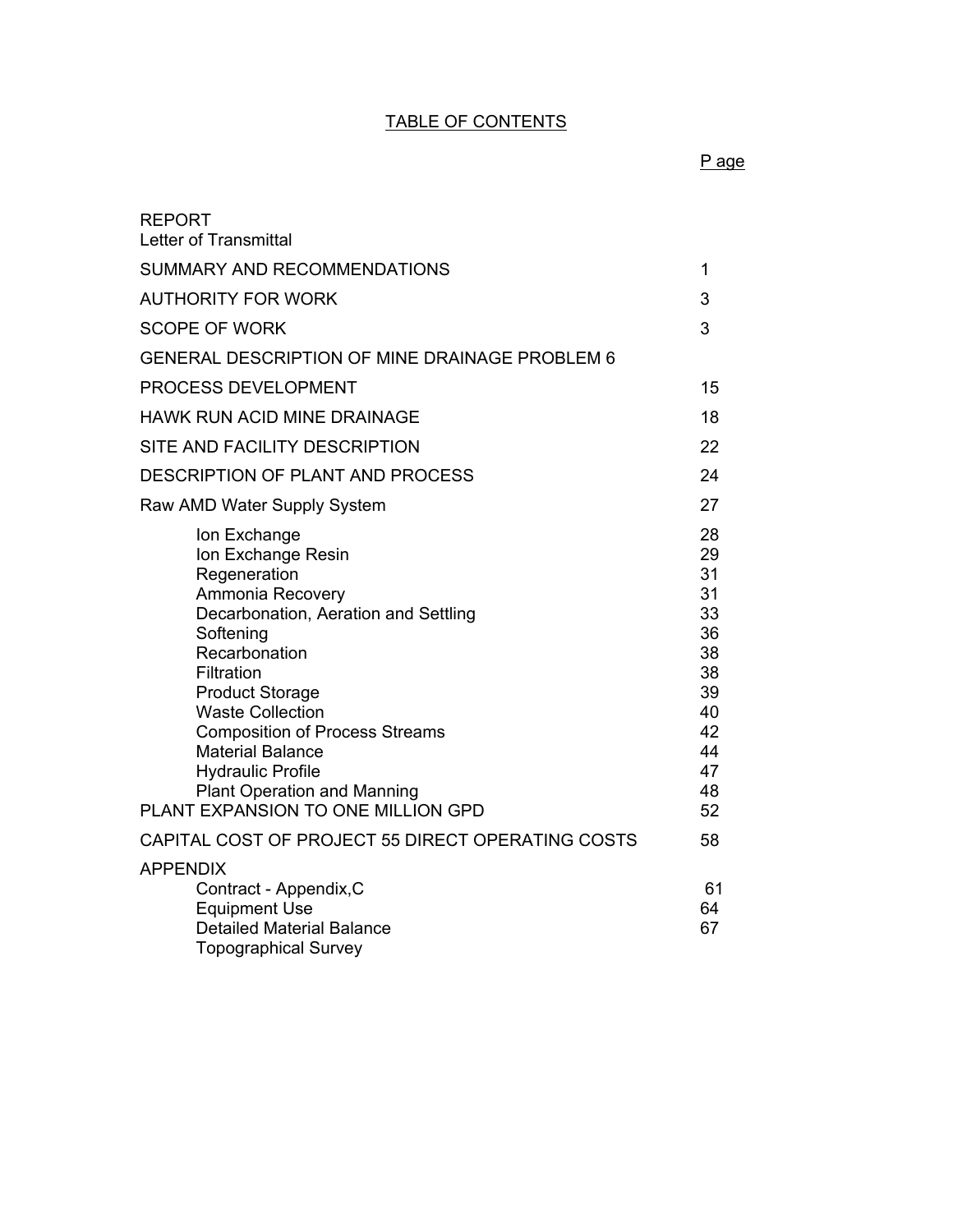# TABLE OF CONTENTS

| | P age |
|---|---|
| REPORT<br>Letter of Transmittal | |
| SUMMARY AND RECOMMENDATIONS | 1 |
| AUTHORITY FOR WORK | 3 |
| SCOPE OF WORK | 3 |
| GENERAL DESCRIPTION OF MINE DRAINAGE PROBLEM 6 | |
| PROCESS DEVELOPMENT | 15 |
| HAWK RUN ACID MINE DRAINAGE | 18 |
| SITE AND FACILITY DESCRIPTION | 22 |
| DESCRIPTION OF PLANT AND PROCESS | 24 |
| Raw AMD Water Supply System | 27 |
| Ion Exchange | 28 |
| Ion Exchange Resin | 29 |
| Regeneration | 31 |
| Ammonia Recovery | 31 |
| Decarbonation, Aeration and Settling | 33 |
| Softening | 36 |
| Recarbonation | 38 |
| Filtration | 38 |
| Product Storage | 39 |
| Waste Collection | 40 |
| Composition of Process Streams | 42 |
| Material Balance | 44 |
| Hydraulic Profile | 47 |
| Plant Operation and Manning | 48 |
| PLANT EXPANSION TO ONE MILLION GPD | 52 |
| CAPITAL COST OF PROJECT 55 DIRECT OPERATING COSTS | 58 |
| APPENDIX | |
| Contract - Appendix,C | 61 |
| Equipment Use | 64 |
| Detailed Material Balance | 67 |
| Topographical Survey | |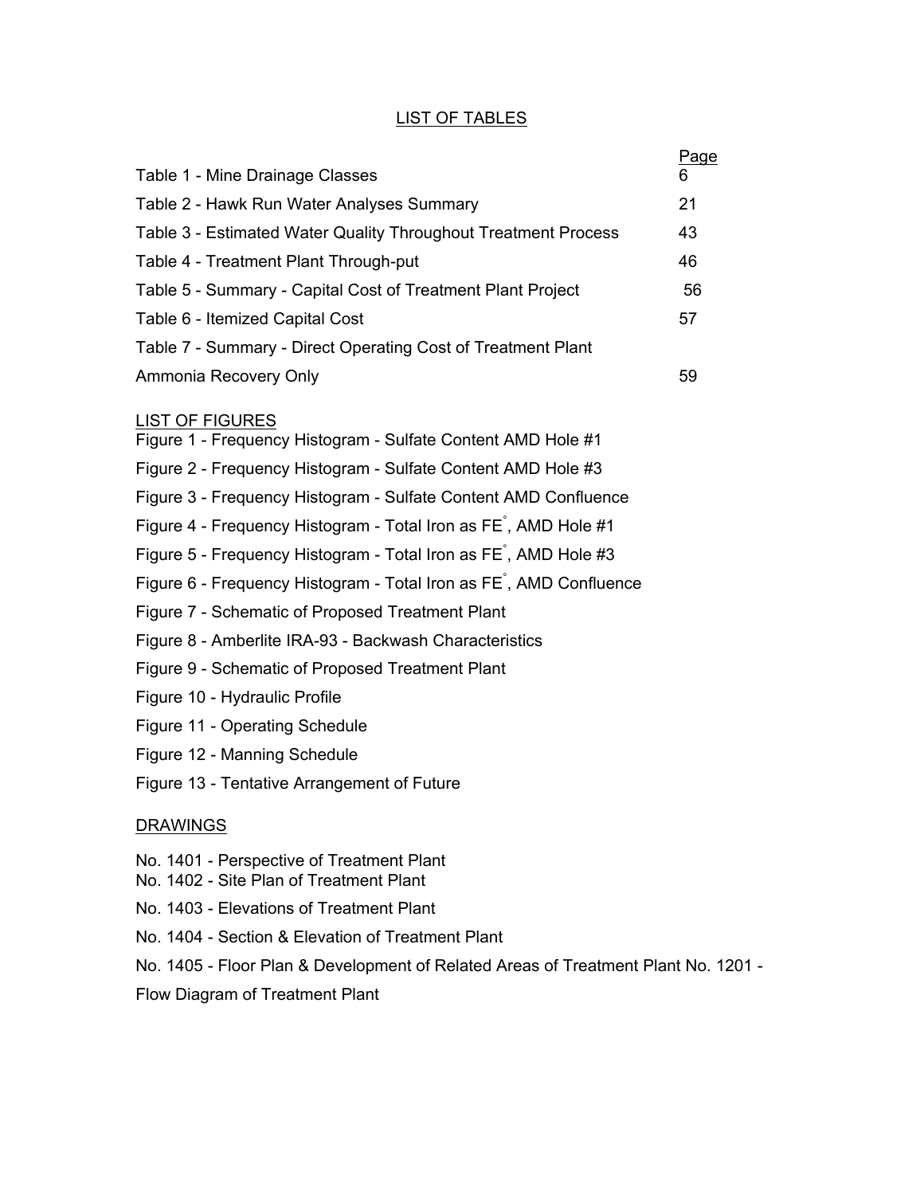## LIST OF TABLES

| | Page |
|---|---|
| Table 1 - Mine Drainage Classes | 6 |
| Table 2 - Hawk Run Water Analyses Summary | 21 |
| Table 3 - Estimated Water Quality Throughout Treatment Process | 43 |
| Table 4 - Treatment Plant Through-put | 46 |
| Table 5 - Summary - Capital Cost of Treatment Plant Project | 56 |
| Table 6 - Itemized Capital Cost | 57 |
| Table 7 - Summary - Direct Operating Cost of Treatment Plant Ammonia Recovery Only | 59 |

## LIST OF FIGURES

Figure 1 - Frequency Histogram - Sulfate Content AMD Hole #1

Figure 2 - Frequency Histogram - Sulfate Content AMD Hole #3

Figure 3 - Frequency Histogram - Sulfate Content AMD Confluence

Figure 4 - Frequency Histogram - Total Iron as FE°, AMD Hole #1

Figure 5 - Frequency Histogram - Total Iron as FE°, AMD Hole #3

Figure 6 - Frequency Histogram - Total Iron as FE°, AMD Confluence

Figure 7 - Schematic of Proposed Treatment Plant

Figure 8 - Amberlite IRA-93 - Backwash Characteristics

Figure 9 - Schematic of Proposed Treatment Plant

Figure 10 - Hydraulic Profile

Figure 11 - Operating Schedule

Figure 12 - Manning Schedule

Figure 13 - Tentative Arrangement of Future

## DRAWINGS

No. 1401 - Perspective of Treatment Plant

No. 1402 - Site Plan of Treatment Plant

No. 1403 - Elevations of Treatment Plant

No. 1404 - Section & Elevation of Treatment Plant

No. 1405 - Floor Plan & Development of Related Areas of Treatment Plant No. 1201 - Flow Diagram of Treatment Plant